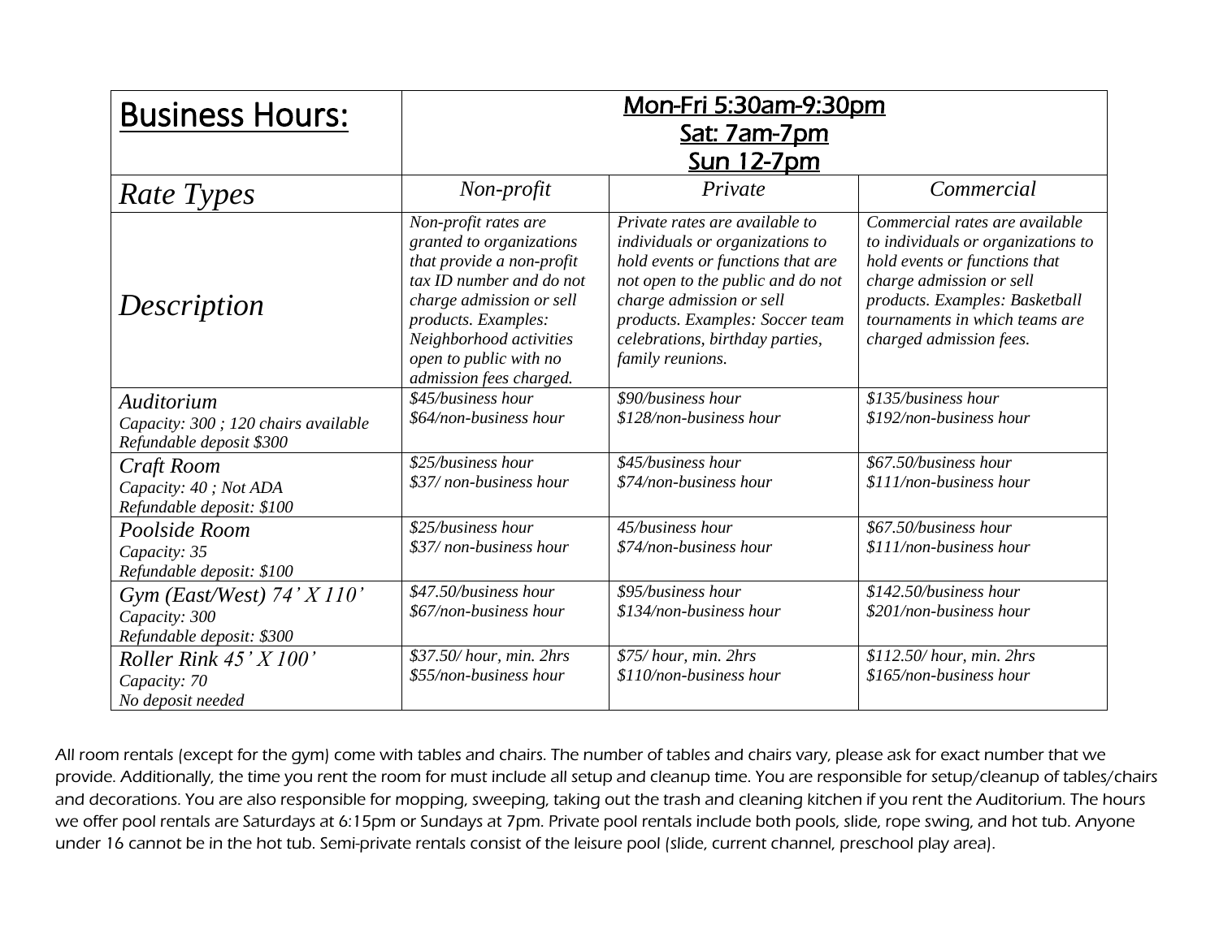| Business Hours: | Mon-Fri 5:30am-9:30pm<br>Sat: 7am-7pm<br>Sun 12-7pm | | |
|---|---|---|---|
| *Rate Types* | *Non-profit* | *Private* | *Commercial* |
| *Description* | *Non-profit rates are granted to organizations that provide a non-profit tax ID number and do not charge admission or sell products. Examples: Neighborhood activities open to public with no admission fees charged.* | *Private rates are available to individuals or organizations to hold events or functions that are not open to the public and do not charge admission or sell products. Examples: Soccer team celebrations, birthday parties, family reunions.* | *Commercial rates are available to individuals or organizations to hold events or functions that charge admission or sell products. Examples: Basketball tournaments in which teams are charged admission fees.* |
| *Auditorium*<br>*Capacity: 300 ; 120 chairs available*<br>*Refundable deposit $300* | *$45/business hour*<br>*$64/non-business hour* | *$90/business hour*<br>*$128/non-business hour* | *$135/business hour*<br>*$192/non-business hour* |
| *Craft Room*<br>*Capacity: 40 ; Not ADA*<br>*Refundable deposit: $100* | *$25/business hour*<br>*$37/ non-business hour* | *$45/business hour*<br>*$74/non-business hour* | *$67.50/business hour*<br>*$111/non-business hour* |
| *Poolside Room*<br>*Capacity: 35*<br>*Refundable deposit: $100* | *$25/business hour*<br>*$37/ non-business hour* | *45/business hour*<br>*$74/non-business hour* | *$67.50/business hour*<br>*$111/non-business hour* |
| *Gym (East/West) 74' X 110'*<br>*Capacity: 300*<br>*Refundable deposit: $300* | *$47.50/business hour*<br>*$67/non-business hour* | *$95/business hour*<br>*$134/non-business hour* | *$142.50/business hour*<br>*$201/non-business hour* |
| *Roller Rink 45' X 100'*<br>*Capacity: 70*<br>*No deposit needed* | *$37.50/ hour, min. 2hrs*<br>*$55/non-business hour* | *$75/ hour, min. 2hrs*<br>*$110/non-business hour* | *$112.50/ hour, min. 2hrs*<br>*$165/non-business hour* |

All room rentals (except for the gym) come with tables and chairs. The number of tables and chairs vary, please ask for exact number that we provide. Additionally, the time you rent the room for must include all setup and cleanup time. You are responsible for setup/cleanup of tables/chairs and decorations. You are also responsible for mopping, sweeping, taking out the trash and cleaning kitchen if you rent the Auditorium. The hours we offer pool rentals are Saturdays at 6:15pm or Sundays at 7pm. Private pool rentals include both pools, slide, rope swing, and hot tub. Anyone under 16 cannot be in the hot tub. Semi-private rentals consist of the leisure pool (slide, current channel, preschool play area).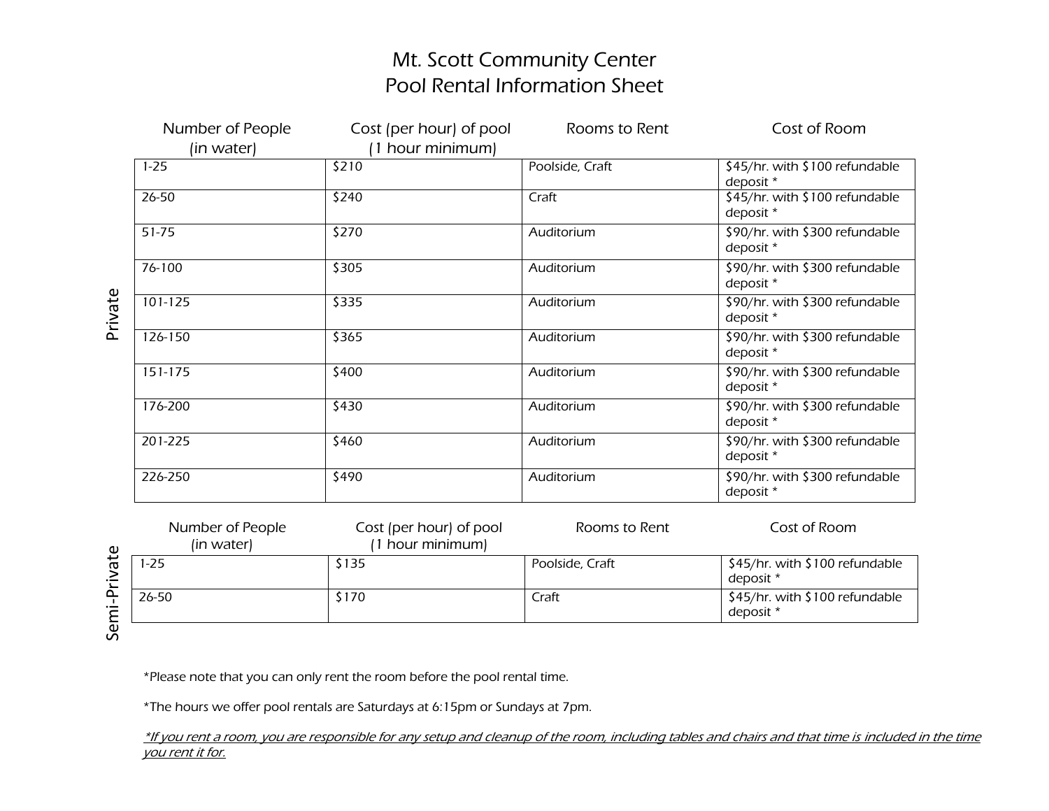# Mt. Scott Community Center
## Pool Rental Information Sheet

### Private

| Number of People (in water) | Cost (per hour) of pool (1 hour minimum) | Rooms to Rent | Cost of Room |
|---|---|---|---|
| 1-25 | $210 | Poolside, Craft | $45/hr. with $100 refundable deposit * |
| 26-50 | $240 | Craft | $45/hr. with $100 refundable deposit * |
| 51-75 | $270 | Auditorium | $90/hr. with $300 refundable deposit * |
| 76-100 | $305 | Auditorium | $90/hr. with $300 refundable deposit * |
| 101-125 | $335 | Auditorium | $90/hr. with $300 refundable deposit * |
| 126-150 | $365 | Auditorium | $90/hr. with $300 refundable deposit * |
| 151-175 | $400 | Auditorium | $90/hr. with $300 refundable deposit * |
| 176-200 | $430 | Auditorium | $90/hr. with $300 refundable deposit * |
| 201-225 | $460 | Auditorium | $90/hr. with $300 refundable deposit * |
| 226-250 | $490 | Auditorium | $90/hr. with $300 refundable deposit * |

### Semi-Private

| Number of People (in water) | Cost (per hour) of pool (1 hour minimum) | Rooms to Rent | Cost of Room |
|---|---|---|---|
| 1-25 | $135 | Poolside, Craft | $45/hr. with $100 refundable deposit * |
| 26-50 | $170 | Craft | $45/hr. with $100 refundable deposit * |

*Please note that you can only rent the room before the pool rental time.

*The hours we offer pool rentals are Saturdays at 6:15pm or Sundays at 7pm.

*<u>*If you rent a room, you are responsible for any setup and cleanup of the room, including tables and chairs and that time is included in the time you rent it for.</u>*